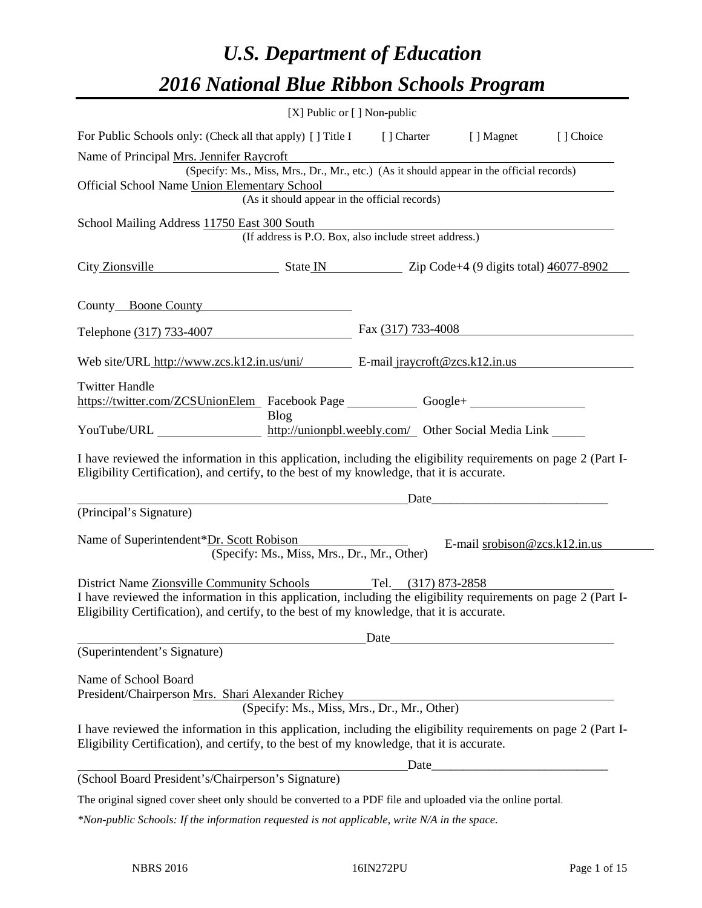# *U.S. Department of Education*

# *2016 National Blue Ribbon Schools Program*

[X] Public or [ ] Non-public

For Public Schools only: (Check all that apply) [ ] Title I [ ] Charter [ ] Magnet [ ] Choice

Name of Principal Mrs. Jennifer Raycroft
(Specify: Ms., Miss, Mrs., Dr., Mr., etc.) (As it should appear in the official records)

Official School Name Union Elementary School
(As it should appear in the official records)

School Mailing Address 11750 East 300 South
(If address is P.O. Box, also include street address.)

City Zionsville State IN Zip Code+4 (9 digits total) 46077-8902

County Boone County

Telephone (317) 733-4007 Fax (317) 733-4008

Web site/URL http://www.zcs.k12.in.us/uni/ E-mail jraycroft@zcs.k12.in.us

Twitter Handle https://twitter.com/ZCSUnionElem Facebook Page ___ Google+ ___

YouTube/URL ___ Blog http://unionpbl.weebly.com/ Other Social Media Link ___

I have reviewed the information in this application, including the eligibility requirements on page 2 (Part I-Eligibility Certification), and certify, to the best of my knowledge, that it is accurate.

_______________________________ Date_______________
(Principal's Signature)

Name of Superintendent*Dr. Scott Robison E-mail srobison@zcs.k12.in.us
(Specify: Ms., Miss, Mrs., Dr., Mr., Other)

District Name Zionsville Community Schools Tel. (317) 873-2858

I have reviewed the information in this application, including the eligibility requirements on page 2 (Part I-Eligibility Certification), and certify, to the best of my knowledge, that it is accurate.

_______________________________ Date_______________
(Superintendent's Signature)

Name of School Board
President/Chairperson Mrs. Shari Alexander Richey
(Specify: Ms., Miss, Mrs., Dr., Mr., Other)

I have reviewed the information in this application, including the eligibility requirements on page 2 (Part I-Eligibility Certification), and certify, to the best of my knowledge, that it is accurate.

_______________________________ Date_______________
(School Board President's/Chairperson's Signature)

The original signed cover sheet only should be converted to a PDF file and uploaded via the online portal.

*\*Non-public Schools: If the information requested is not applicable, write N/A in the space.*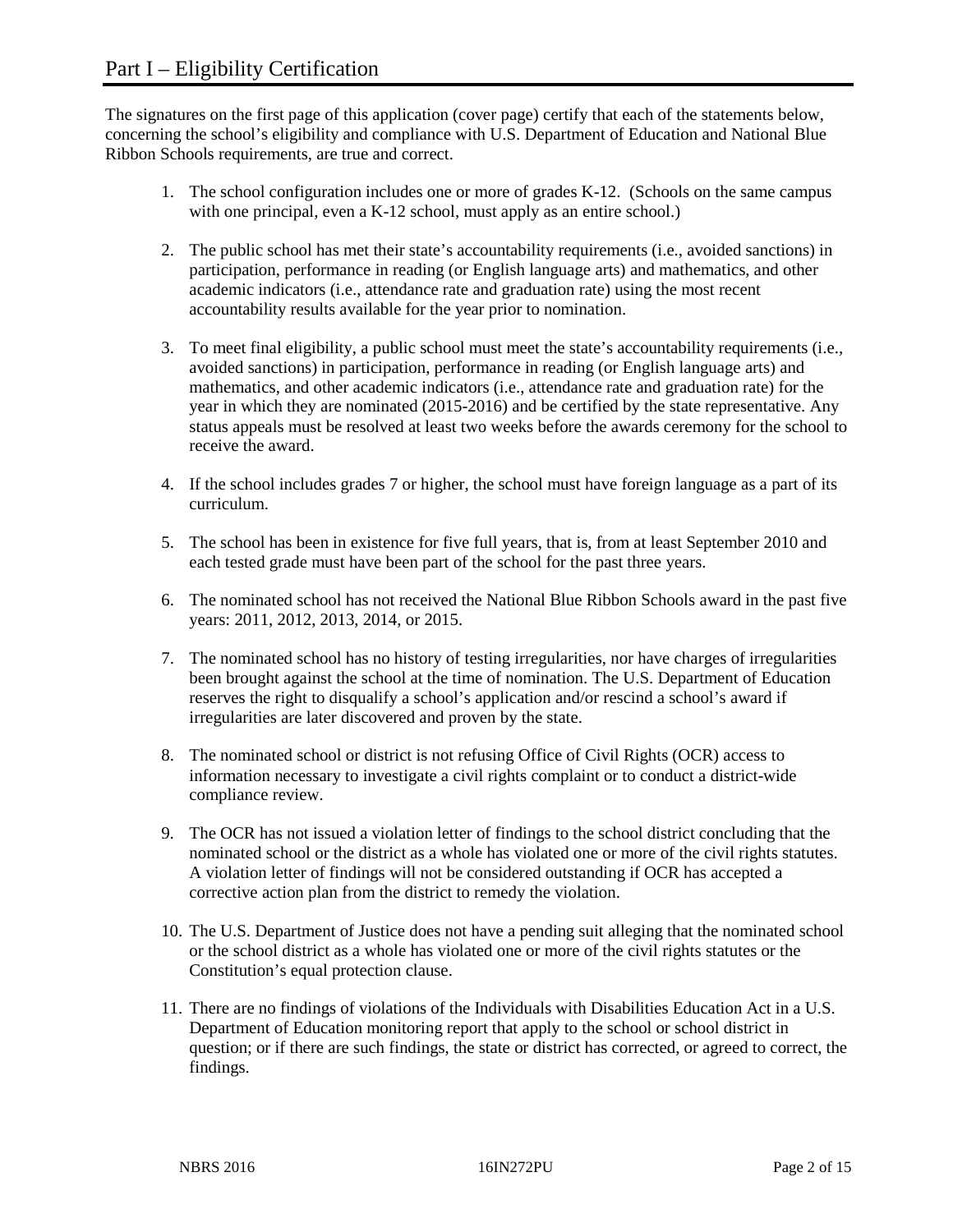# Part I – Eligibility Certification

The signatures on the first page of this application (cover page) certify that each of the statements below, concerning the school's eligibility and compliance with U.S. Department of Education and National Blue Ribbon Schools requirements, are true and correct.

1. The school configuration includes one or more of grades K-12. (Schools on the same campus with one principal, even a K-12 school, must apply as an entire school.)

2. The public school has met their state's accountability requirements (i.e., avoided sanctions) in participation, performance in reading (or English language arts) and mathematics, and other academic indicators (i.e., attendance rate and graduation rate) using the most recent accountability results available for the year prior to nomination.

3. To meet final eligibility, a public school must meet the state's accountability requirements (i.e., avoided sanctions) in participation, performance in reading (or English language arts) and mathematics, and other academic indicators (i.e., attendance rate and graduation rate) for the year in which they are nominated (2015-2016) and be certified by the state representative. Any status appeals must be resolved at least two weeks before the awards ceremony for the school to receive the award.

4. If the school includes grades 7 or higher, the school must have foreign language as a part of its curriculum.

5. The school has been in existence for five full years, that is, from at least September 2010 and each tested grade must have been part of the school for the past three years.

6. The nominated school has not received the National Blue Ribbon Schools award in the past five years: 2011, 2012, 2013, 2014, or 2015.

7. The nominated school has no history of testing irregularities, nor have charges of irregularities been brought against the school at the time of nomination. The U.S. Department of Education reserves the right to disqualify a school's application and/or rescind a school's award if irregularities are later discovered and proven by the state.

8. The nominated school or district is not refusing Office of Civil Rights (OCR) access to information necessary to investigate a civil rights complaint or to conduct a district-wide compliance review.

9. The OCR has not issued a violation letter of findings to the school district concluding that the nominated school or the district as a whole has violated one or more of the civil rights statutes. A violation letter of findings will not be considered outstanding if OCR has accepted a corrective action plan from the district to remedy the violation.

10. The U.S. Department of Justice does not have a pending suit alleging that the nominated school or the school district as a whole has violated one or more of the civil rights statutes or the Constitution's equal protection clause.

11. There are no findings of violations of the Individuals with Disabilities Education Act in a U.S. Department of Education monitoring report that apply to the school or school district in question; or if there are such findings, the state or district has corrected, or agreed to correct, the findings.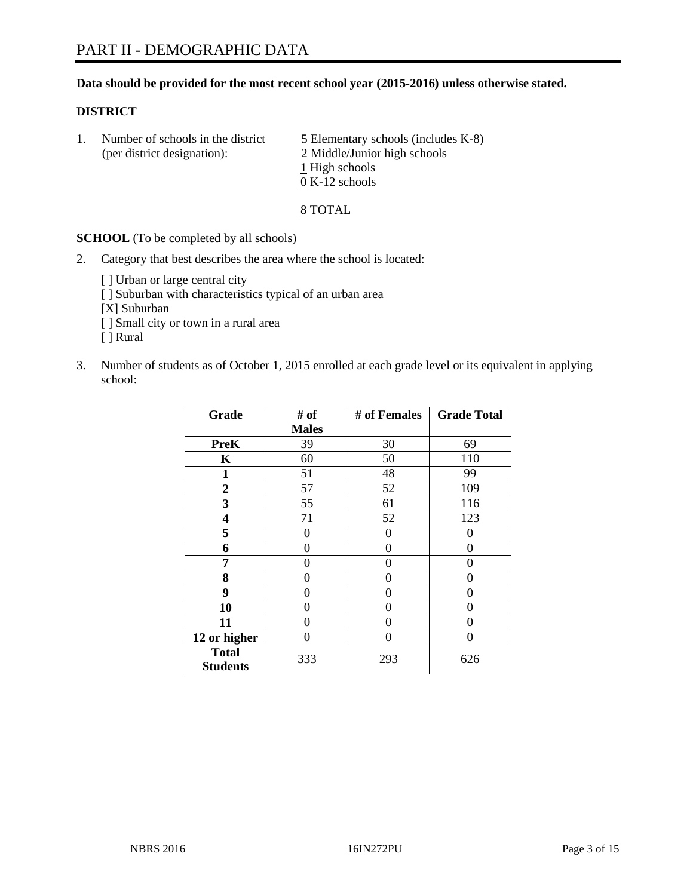# PART II - DEMOGRAPHIC DATA

**Data should be provided for the most recent school year (2015-2016) unless otherwise stated.**

## DISTRICT

1. Number of schools in the district (per district designation):
   - 5 Elementary schools (includes K-8)
   - 2 Middle/Junior high schools
   - 1 High schools
   - 0 K-12 schools

   8 TOTAL

**SCHOOL** (To be completed by all schools)

2. Category that best describes the area where the school is located:

   [ ] Urban or large central city
   [ ] Suburban with characteristics typical of an urban area
   [X] Suburban
   [ ] Small city or town in a rural area
   [ ] Rural

3. Number of students as of October 1, 2015 enrolled at each grade level or its equivalent in applying school:

| Grade | # of Males | # of Females | Grade Total |
|---|---|---|---|
| **PreK** | 39 | 30 | 69 |
| **K** | 60 | 50 | 110 |
| **1** | 51 | 48 | 99 |
| **2** | 57 | 52 | 109 |
| **3** | 55 | 61 | 116 |
| **4** | 71 | 52 | 123 |
| **5** | 0 | 0 | 0 |
| **6** | 0 | 0 | 0 |
| **7** | 0 | 0 | 0 |
| **8** | 0 | 0 | 0 |
| **9** | 0 | 0 | 0 |
| **10** | 0 | 0 | 0 |
| **11** | 0 | 0 | 0 |
| **12 or higher** | 0 | 0 | 0 |
| **Total Students** | 333 | 293 | 626 |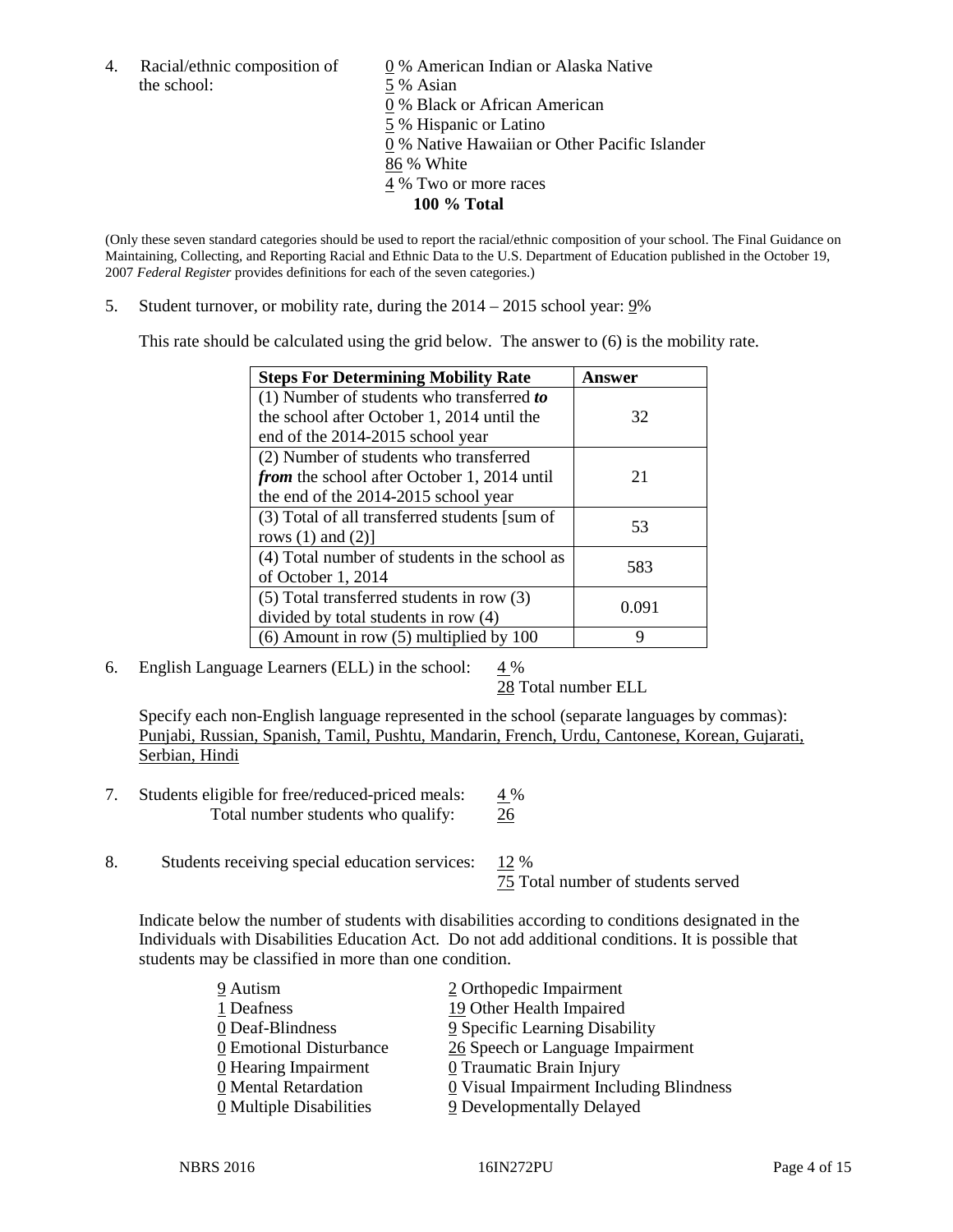4. Racial/ethnic composition of the school:

0 % American Indian or Alaska Native
5 % Asian
0 % Black or African American
5 % Hispanic or Latino
0 % Native Hawaiian or Other Pacific Islander
86 % White
4 % Two or more races
**100 % Total**

(Only these seven standard categories should be used to report the racial/ethnic composition of your school. The Final Guidance on Maintaining, Collecting, and Reporting Racial and Ethnic Data to the U.S. Department of Education published in the October 19, 2007 *Federal Register* provides definitions for each of the seven categories.)

5. Student turnover, or mobility rate, during the 2014 – 2015 school year: 9%

This rate should be calculated using the grid below. The answer to (6) is the mobility rate.

| **Steps For Determining Mobility Rate** | **Answer** |
|---|---|
| (1) Number of students who transferred ***to*** the school after October 1, 2014 until the end of the 2014-2015 school year | 32 |
| (2) Number of students who transferred ***from*** the school after October 1, 2014 until the end of the 2014-2015 school year | 21 |
| (3) Total of all transferred students [sum of rows (1) and (2)] | 53 |
| (4) Total number of students in the school as of October 1, 2014 | 583 |
| (5) Total transferred students in row (3) divided by total students in row (4) | 0.091 |
| (6) Amount in row (5) multiplied by 100 | 9 |

6. English Language Learners (ELL) in the school: 4 %
28 Total number ELL

Specify each non-English language represented in the school (separate languages by commas):
Punjabi, Russian, Spanish, Tamil, Pushtu, Mandarin, French, Urdu, Cantonese, Korean, Gujarati, Serbian, Hindi

7. Students eligible for free/reduced-priced meals: 4 %
Total number students who qualify: 26

8. Students receiving special education services: 12 %
75 Total number of students served

Indicate below the number of students with disabilities according to conditions designated in the Individuals with Disabilities Education Act. Do not add additional conditions. It is possible that students may be classified in more than one condition.

9 Autism
1 Deafness
0 Deaf-Blindness
0 Emotional Disturbance
0 Hearing Impairment
0 Mental Retardation
0 Multiple Disabilities
2 Orthopedic Impairment
19 Other Health Impaired
9 Specific Learning Disability
26 Speech or Language Impairment
0 Traumatic Brain Injury
0 Visual Impairment Including Blindness
9 Developmentally Delayed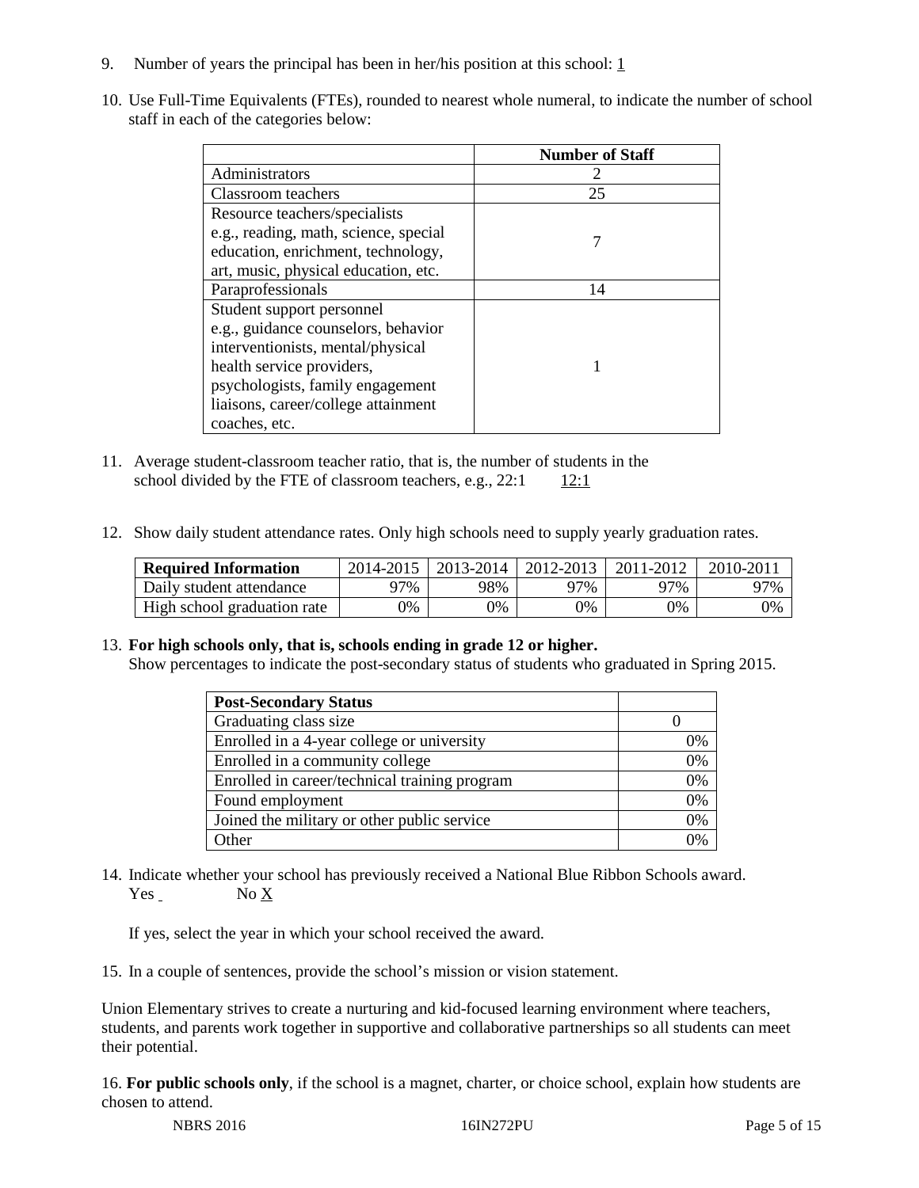9. Number of years the principal has been in her/his position at this school: 1

10. Use Full-Time Equivalents (FTEs), rounded to nearest whole numeral, to indicate the number of school staff in each of the categories below:

| | Number of Staff |
|---|---|
| Administrators | 2 |
| Classroom teachers | 25 |
| Resource teachers/specialists e.g., reading, math, science, special education, enrichment, technology, art, music, physical education, etc. | 7 |
| Paraprofessionals | 14 |
| Student support personnel e.g., guidance counselors, behavior interventionists, mental/physical health service providers, psychologists, family engagement liaisons, career/college attainment coaches, etc. | 1 |

11. Average student-classroom teacher ratio, that is, the number of students in the school divided by the FTE of classroom teachers, e.g., 22:1 12:1

12. Show daily student attendance rates. Only high schools need to supply yearly graduation rates.

| Required Information | 2014-2015 | 2013-2014 | 2012-2013 | 2011-2012 | 2010-2011 |
|---|---|---|---|---|---|
| Daily student attendance | 97% | 98% | 97% | 97% | 97% |
| High school graduation rate | 0% | 0% | 0% | 0% | 0% |

13. **For high schools only, that is, schools ending in grade 12 or higher.**
Show percentages to indicate the post-secondary status of students who graduated in Spring 2015.

| Post-Secondary Status | |
|---|---|
| Graduating class size | 0 |
| Enrolled in a 4-year college or university | 0% |
| Enrolled in a community college | 0% |
| Enrolled in career/technical training program | 0% |
| Found employment | 0% |
| Joined the military or other public service | 0% |
| Other | 0% |

14. Indicate whether your school has previously received a National Blue Ribbon Schools award.
Yes ___ No X

If yes, select the year in which your school received the award.

15. In a couple of sentences, provide the school's mission or vision statement.

Union Elementary strives to create a nurturing and kid-focused learning environment where teachers, students, and parents work together in supportive and collaborative partnerships so all students can meet their potential.

16. **For public schools only**, if the school is a magnet, charter, or choice school, explain how students are chosen to attend.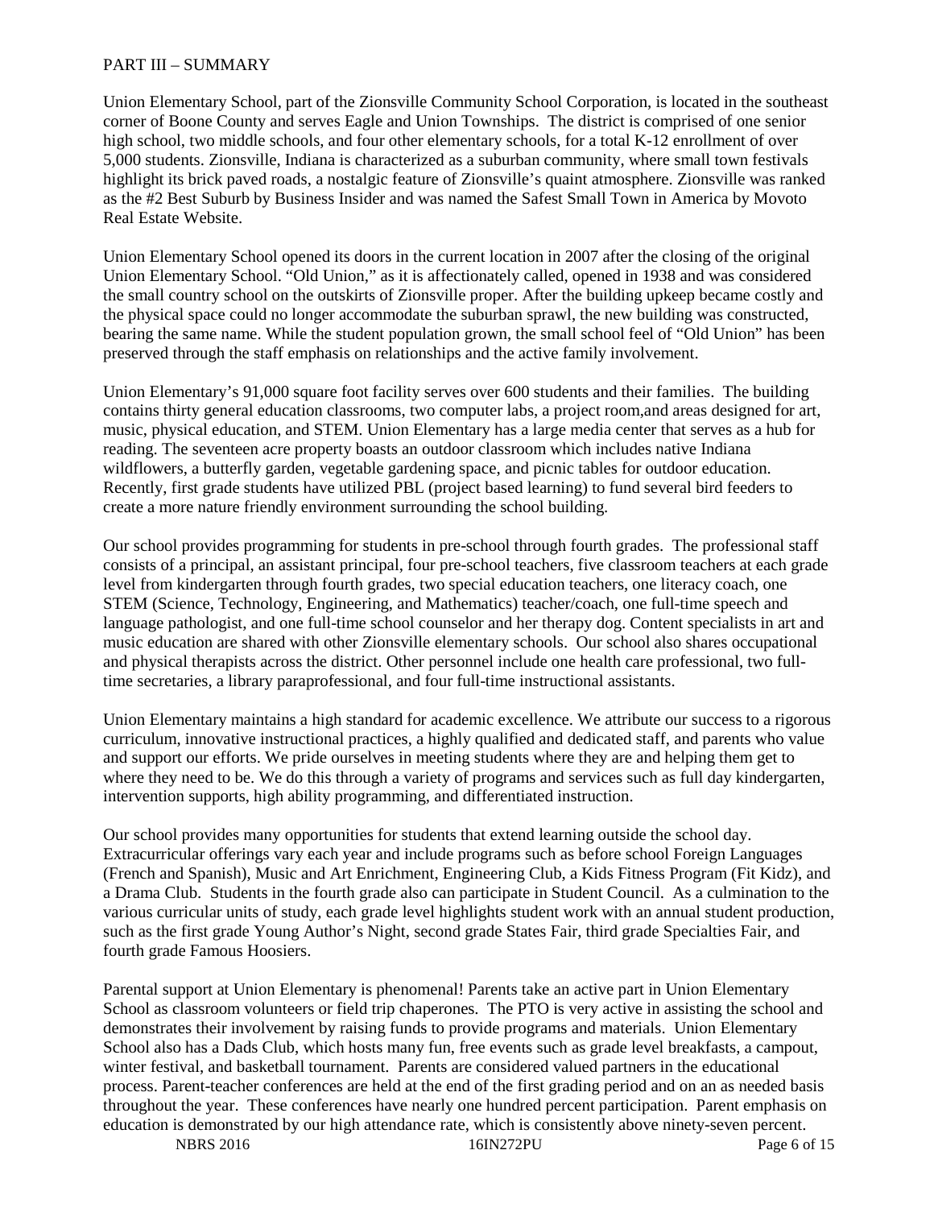PART III – SUMMARY

Union Elementary School, part of the Zionsville Community School Corporation, is located in the southeast corner of Boone County and serves Eagle and Union Townships. The district is comprised of one senior high school, two middle schools, and four other elementary schools, for a total K-12 enrollment of over 5,000 students. Zionsville, Indiana is characterized as a suburban community, where small town festivals highlight its brick paved roads, a nostalgic feature of Zionsville's quaint atmosphere. Zionsville was ranked as the #2 Best Suburb by Business Insider and was named the Safest Small Town in America by Movoto Real Estate Website.

Union Elementary School opened its doors in the current location in 2007 after the closing of the original Union Elementary School. "Old Union," as it is affectionately called, opened in 1938 and was considered the small country school on the outskirts of Zionsville proper. After the building upkeep became costly and the physical space could no longer accommodate the suburban sprawl, the new building was constructed, bearing the same name. While the student population grown, the small school feel of "Old Union" has been preserved through the staff emphasis on relationships and the active family involvement.

Union Elementary's 91,000 square foot facility serves over 600 students and their families. The building contains thirty general education classrooms, two computer labs, a project room,and areas designed for art, music, physical education, and STEM. Union Elementary has a large media center that serves as a hub for reading. The seventeen acre property boasts an outdoor classroom which includes native Indiana wildflowers, a butterfly garden, vegetable gardening space, and picnic tables for outdoor education. Recently, first grade students have utilized PBL (project based learning) to fund several bird feeders to create a more nature friendly environment surrounding the school building.

Our school provides programming for students in pre-school through fourth grades. The professional staff consists of a principal, an assistant principal, four pre-school teachers, five classroom teachers at each grade level from kindergarten through fourth grades, two special education teachers, one literacy coach, one STEM (Science, Technology, Engineering, and Mathematics) teacher/coach, one full-time speech and language pathologist, and one full-time school counselor and her therapy dog. Content specialists in art and music education are shared with other Zionsville elementary schools. Our school also shares occupational and physical therapists across the district. Other personnel include one health care professional, two full-time secretaries, a library paraprofessional, and four full-time instructional assistants.

Union Elementary maintains a high standard for academic excellence. We attribute our success to a rigorous curriculum, innovative instructional practices, a highly qualified and dedicated staff, and parents who value and support our efforts. We pride ourselves in meeting students where they are and helping them get to where they need to be. We do this through a variety of programs and services such as full day kindergarten, intervention supports, high ability programming, and differentiated instruction.

Our school provides many opportunities for students that extend learning outside the school day. Extracurricular offerings vary each year and include programs such as before school Foreign Languages (French and Spanish), Music and Art Enrichment, Engineering Club, a Kids Fitness Program (Fit Kidz), and a Drama Club. Students in the fourth grade also can participate in Student Council. As a culmination to the various curricular units of study, each grade level highlights student work with an annual student production, such as the first grade Young Author's Night, second grade States Fair, third grade Specialties Fair, and fourth grade Famous Hoosiers.

Parental support at Union Elementary is phenomenal! Parents take an active part in Union Elementary School as classroom volunteers or field trip chaperones. The PTO is very active in assisting the school and demonstrates their involvement by raising funds to provide programs and materials. Union Elementary School also has a Dads Club, which hosts many fun, free events such as grade level breakfasts, a campout, winter festival, and basketball tournament. Parents are considered valued partners in the educational process. Parent-teacher conferences are held at the end of the first grading period and on an as needed basis throughout the year. These conferences have nearly one hundred percent participation. Parent emphasis on education is demonstrated by our high attendance rate, which is consistently above ninety-seven percent.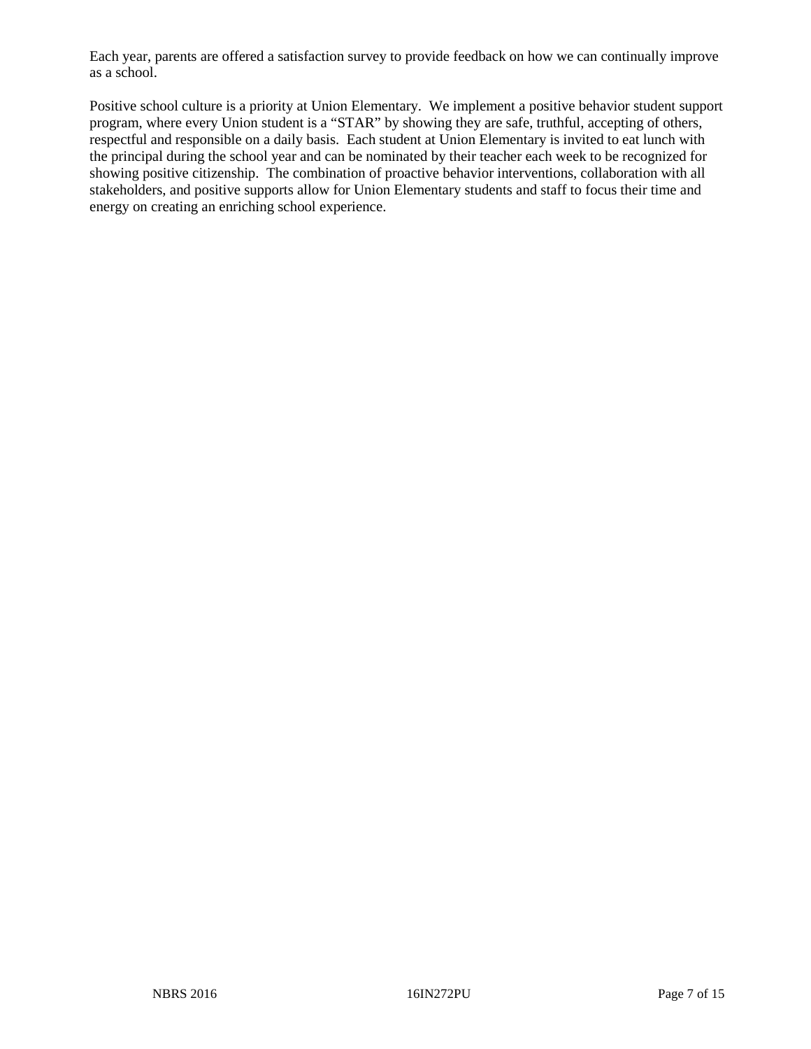Each year, parents are offered a satisfaction survey to provide feedback on how we can continually improve as a school.

Positive school culture is a priority at Union Elementary. We implement a positive behavior student support program, where every Union student is a "STAR" by showing they are safe, truthful, accepting of others, respectful and responsible on a daily basis. Each student at Union Elementary is invited to eat lunch with the principal during the school year and can be nominated by their teacher each week to be recognized for showing positive citizenship. The combination of proactive behavior interventions, collaboration with all stakeholders, and positive supports allow for Union Elementary students and staff to focus their time and energy on creating an enriching school experience.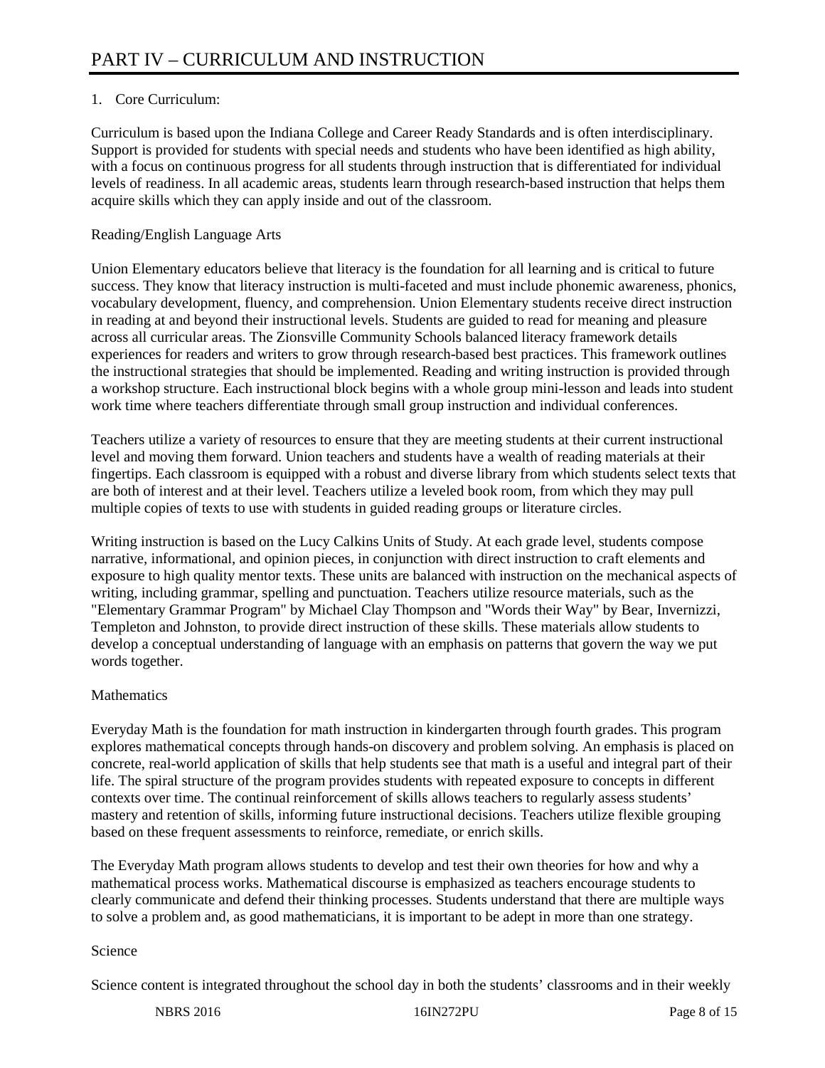# PART IV – CURRICULUM AND INSTRUCTION

1. Core Curriculum:

Curriculum is based upon the Indiana College and Career Ready Standards and is often interdisciplinary. Support is provided for students with special needs and students who have been identified as high ability, with a focus on continuous progress for all students through instruction that is differentiated for individual levels of readiness. In all academic areas, students learn through research-based instruction that helps them acquire skills which they can apply inside and out of the classroom.

Reading/English Language Arts

Union Elementary educators believe that literacy is the foundation for all learning and is critical to future success. They know that literacy instruction is multi-faceted and must include phonemic awareness, phonics, vocabulary development, fluency, and comprehension. Union Elementary students receive direct instruction in reading at and beyond their instructional levels. Students are guided to read for meaning and pleasure across all curricular areas. The Zionsville Community Schools balanced literacy framework details experiences for readers and writers to grow through research-based best practices. This framework outlines the instructional strategies that should be implemented. Reading and writing instruction is provided through a workshop structure. Each instructional block begins with a whole group mini-lesson and leads into student work time where teachers differentiate through small group instruction and individual conferences.

Teachers utilize a variety of resources to ensure that they are meeting students at their current instructional level and moving them forward. Union teachers and students have a wealth of reading materials at their fingertips. Each classroom is equipped with a robust and diverse library from which students select texts that are both of interest and at their level. Teachers utilize a leveled book room, from which they may pull multiple copies of texts to use with students in guided reading groups or literature circles.

Writing instruction is based on the Lucy Calkins Units of Study. At each grade level, students compose narrative, informational, and opinion pieces, in conjunction with direct instruction to craft elements and exposure to high quality mentor texts. These units are balanced with instruction on the mechanical aspects of writing, including grammar, spelling and punctuation. Teachers utilize resource materials, such as the "Elementary Grammar Program" by Michael Clay Thompson and "Words their Way" by Bear, Invernizzi, Templeton and Johnston, to provide direct instruction of these skills. These materials allow students to develop a conceptual understanding of language with an emphasis on patterns that govern the way we put words together.

Mathematics

Everyday Math is the foundation for math instruction in kindergarten through fourth grades. This program explores mathematical concepts through hands-on discovery and problem solving. An emphasis is placed on concrete, real-world application of skills that help students see that math is a useful and integral part of their life. The spiral structure of the program provides students with repeated exposure to concepts in different contexts over time. The continual reinforcement of skills allows teachers to regularly assess students' mastery and retention of skills, informing future instructional decisions. Teachers utilize flexible grouping based on these frequent assessments to reinforce, remediate, or enrich skills.

The Everyday Math program allows students to develop and test their own theories for how and why a mathematical process works. Mathematical discourse is emphasized as teachers encourage students to clearly communicate and defend their thinking processes. Students understand that there are multiple ways to solve a problem and, as good mathematicians, it is important to be adept in more than one strategy.

Science

Science content is integrated throughout the school day in both the students' classrooms and in their weekly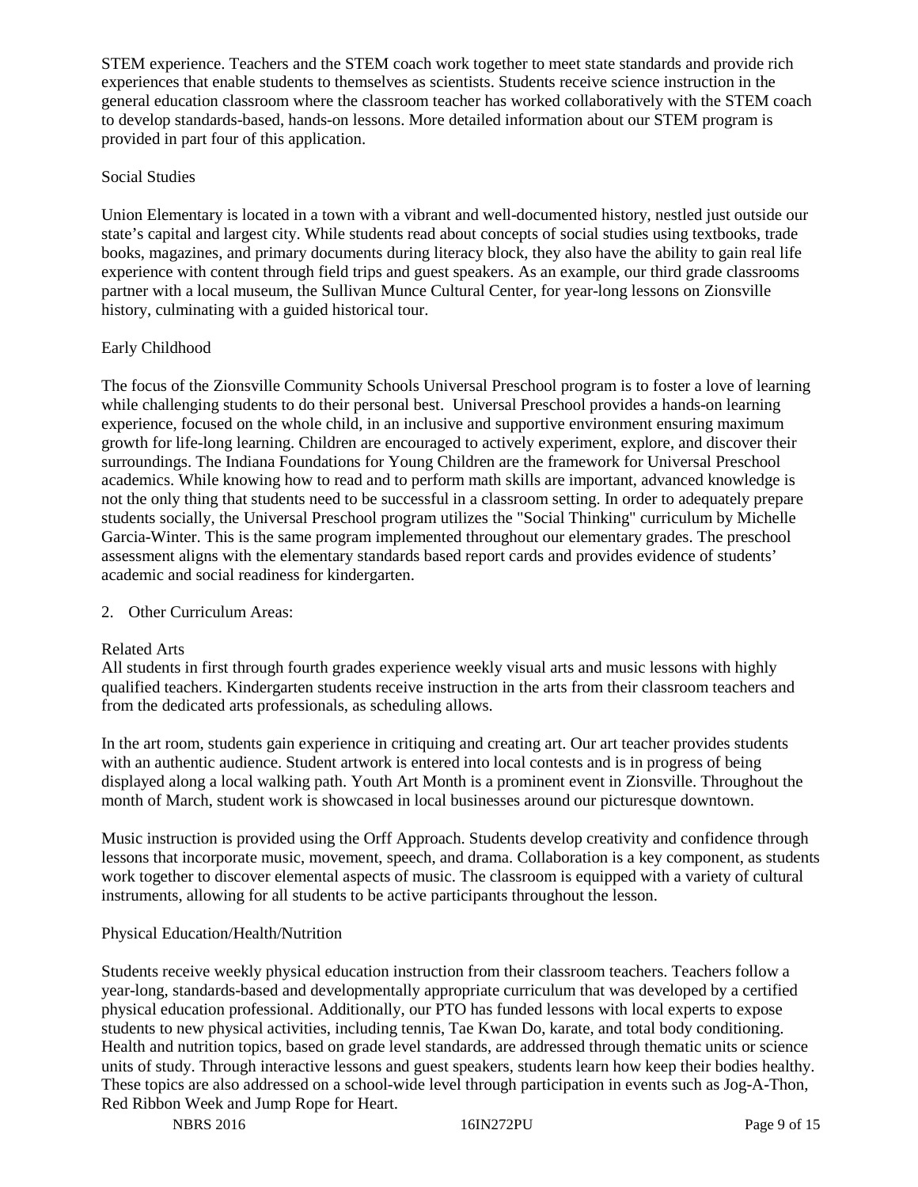STEM experience. Teachers and the STEM coach work together to meet state standards and provide rich experiences that enable students to themselves as scientists. Students receive science instruction in the general education classroom where the classroom teacher has worked collaboratively with the STEM coach to develop standards-based, hands-on lessons. More detailed information about our STEM program is provided in part four of this application.

Social Studies

Union Elementary is located in a town with a vibrant and well-documented history, nestled just outside our state's capital and largest city. While students read about concepts of social studies using textbooks, trade books, magazines, and primary documents during literacy block, they also have the ability to gain real life experience with content through field trips and guest speakers. As an example, our third grade classrooms partner with a local museum, the Sullivan Munce Cultural Center, for year-long lessons on Zionsville history, culminating with a guided historical tour.

Early Childhood

The focus of the Zionsville Community Schools Universal Preschool program is to foster a love of learning while challenging students to do their personal best. Universal Preschool provides a hands-on learning experience, focused on the whole child, in an inclusive and supportive environment ensuring maximum growth for life-long learning. Children are encouraged to actively experiment, explore, and discover their surroundings. The Indiana Foundations for Young Children are the framework for Universal Preschool academics. While knowing how to read and to perform math skills are important, advanced knowledge is not the only thing that students need to be successful in a classroom setting. In order to adequately prepare students socially, the Universal Preschool program utilizes the "Social Thinking" curriculum by Michelle Garcia-Winter. This is the same program implemented throughout our elementary grades. The preschool assessment aligns with the elementary standards based report cards and provides evidence of students' academic and social readiness for kindergarten.

2. Other Curriculum Areas:

Related Arts

All students in first through fourth grades experience weekly visual arts and music lessons with highly qualified teachers. Kindergarten students receive instruction in the arts from their classroom teachers and from the dedicated arts professionals, as scheduling allows.

In the art room, students gain experience in critiquing and creating art. Our art teacher provides students with an authentic audience. Student artwork is entered into local contests and is in progress of being displayed along a local walking path. Youth Art Month is a prominent event in Zionsville. Throughout the month of March, student work is showcased in local businesses around our picturesque downtown.

Music instruction is provided using the Orff Approach. Students develop creativity and confidence through lessons that incorporate music, movement, speech, and drama. Collaboration is a key component, as students work together to discover elemental aspects of music. The classroom is equipped with a variety of cultural instruments, allowing for all students to be active participants throughout the lesson.

Physical Education/Health/Nutrition

Students receive weekly physical education instruction from their classroom teachers. Teachers follow a year-long, standards-based and developmentally appropriate curriculum that was developed by a certified physical education professional. Additionally, our PTO has funded lessons with local experts to expose students to new physical activities, including tennis, Tae Kwan Do, karate, and total body conditioning. Health and nutrition topics, based on grade level standards, are addressed through thematic units or science units of study. Through interactive lessons and guest speakers, students learn how keep their bodies healthy. These topics are also addressed on a school-wide level through participation in events such as Jog-A-Thon, Red Ribbon Week and Jump Rope for Heart.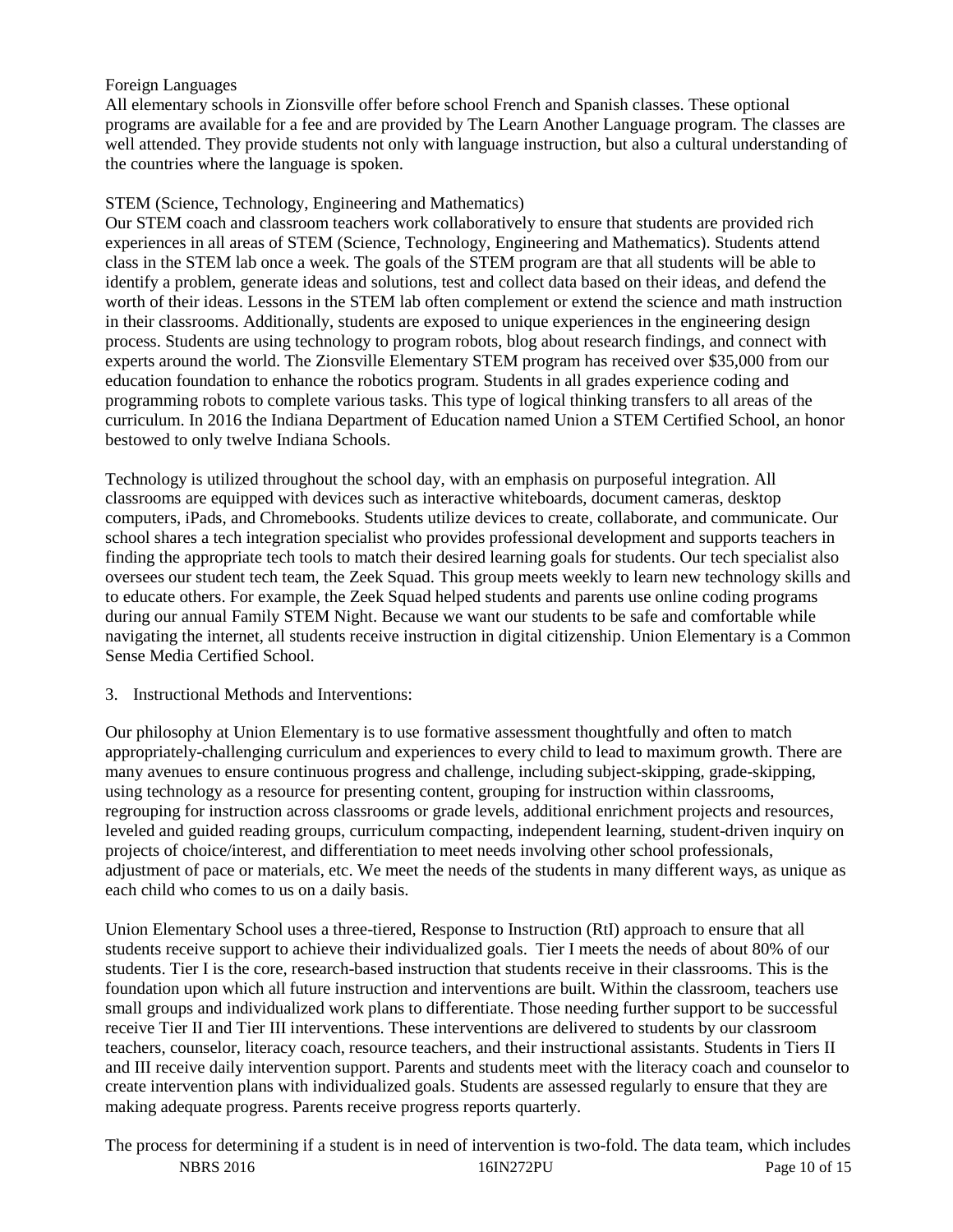Foreign Languages

All elementary schools in Zionsville offer before school French and Spanish classes. These optional programs are available for a fee and are provided by The Learn Another Language program. The classes are well attended. They provide students not only with language instruction, but also a cultural understanding of the countries where the language is spoken.

STEM (Science, Technology, Engineering and Mathematics)

Our STEM coach and classroom teachers work collaboratively to ensure that students are provided rich experiences in all areas of STEM (Science, Technology, Engineering and Mathematics). Students attend class in the STEM lab once a week. The goals of the STEM program are that all students will be able to identify a problem, generate ideas and solutions, test and collect data based on their ideas, and defend the worth of their ideas. Lessons in the STEM lab often complement or extend the science and math instruction in their classrooms. Additionally, students are exposed to unique experiences in the engineering design process. Students are using technology to program robots, blog about research findings, and connect with experts around the world. The Zionsville Elementary STEM program has received over $35,000 from our education foundation to enhance the robotics program. Students in all grades experience coding and programming robots to complete various tasks. This type of logical thinking transfers to all areas of the curriculum. In 2016 the Indiana Department of Education named Union a STEM Certified School, an honor bestowed to only twelve Indiana Schools.

Technology is utilized throughout the school day, with an emphasis on purposeful integration. All classrooms are equipped with devices such as interactive whiteboards, document cameras, desktop computers, iPads, and Chromebooks. Students utilize devices to create, collaborate, and communicate. Our school shares a tech integration specialist who provides professional development and supports teachers in finding the appropriate tech tools to match their desired learning goals for students. Our tech specialist also oversees our student tech team, the Zeek Squad. This group meets weekly to learn new technology skills and to educate others. For example, the Zeek Squad helped students and parents use online coding programs during our annual Family STEM Night. Because we want our students to be safe and comfortable while navigating the internet, all students receive instruction in digital citizenship. Union Elementary is a Common Sense Media Certified School.

3. Instructional Methods and Interventions:

Our philosophy at Union Elementary is to use formative assessment thoughtfully and often to match appropriately-challenging curriculum and experiences to every child to lead to maximum growth. There are many avenues to ensure continuous progress and challenge, including subject-skipping, grade-skipping, using technology as a resource for presenting content, grouping for instruction within classrooms, regrouping for instruction across classrooms or grade levels, additional enrichment projects and resources, leveled and guided reading groups, curriculum compacting, independent learning, student-driven inquiry on projects of choice/interest, and differentiation to meet needs involving other school professionals, adjustment of pace or materials, etc. We meet the needs of the students in many different ways, as unique as each child who comes to us on a daily basis.

Union Elementary School uses a three-tiered, Response to Instruction (RtI) approach to ensure that all students receive support to achieve their individualized goals. Tier I meets the needs of about 80% of our students. Tier I is the core, research-based instruction that students receive in their classrooms. This is the foundation upon which all future instruction and interventions are built. Within the classroom, teachers use small groups and individualized work plans to differentiate. Those needing further support to be successful receive Tier II and Tier III interventions. These interventions are delivered to students by our classroom teachers, counselor, literacy coach, resource teachers, and their instructional assistants. Students in Tiers II and III receive daily intervention support. Parents and students meet with the literacy coach and counselor to create intervention plans with individualized goals. Students are assessed regularly to ensure that they are making adequate progress. Parents receive progress reports quarterly.

The process for determining if a student is in need of intervention is two-fold. The data team, which includes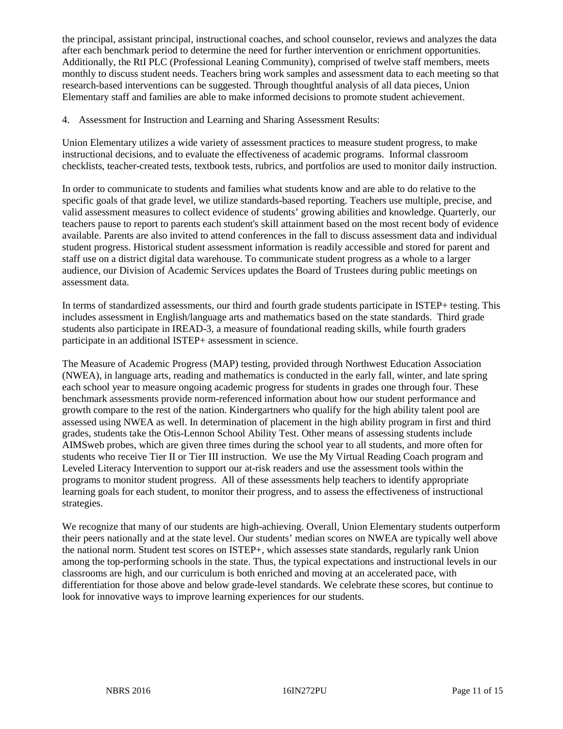the principal, assistant principal, instructional coaches, and school counselor, reviews and analyzes the data after each benchmark period to determine the need for further intervention or enrichment opportunities. Additionally, the RtI PLC (Professional Leaning Community), comprised of twelve staff members, meets monthly to discuss student needs. Teachers bring work samples and assessment data to each meeting so that research-based interventions can be suggested. Through thoughtful analysis of all data pieces, Union Elementary staff and families are able to make informed decisions to promote student achievement.

4. Assessment for Instruction and Learning and Sharing Assessment Results:

Union Elementary utilizes a wide variety of assessment practices to measure student progress, to make instructional decisions, and to evaluate the effectiveness of academic programs. Informal classroom checklists, teacher-created tests, textbook tests, rubrics, and portfolios are used to monitor daily instruction.

In order to communicate to students and families what students know and are able to do relative to the specific goals of that grade level, we utilize standards-based reporting. Teachers use multiple, precise, and valid assessment measures to collect evidence of students' growing abilities and knowledge. Quarterly, our teachers pause to report to parents each student's skill attainment based on the most recent body of evidence available. Parents are also invited to attend conferences in the fall to discuss assessment data and individual student progress. Historical student assessment information is readily accessible and stored for parent and staff use on a district digital data warehouse. To communicate student progress as a whole to a larger audience, our Division of Academic Services updates the Board of Trustees during public meetings on assessment data.

In terms of standardized assessments, our third and fourth grade students participate in ISTEP+ testing. This includes assessment in English/language arts and mathematics based on the state standards. Third grade students also participate in IREAD-3, a measure of foundational reading skills, while fourth graders participate in an additional ISTEP+ assessment in science.

The Measure of Academic Progress (MAP) testing, provided through Northwest Education Association (NWEA), in language arts, reading and mathematics is conducted in the early fall, winter, and late spring each school year to measure ongoing academic progress for students in grades one through four. These benchmark assessments provide norm-referenced information about how our student performance and growth compare to the rest of the nation. Kindergartners who qualify for the high ability talent pool are assessed using NWEA as well. In determination of placement in the high ability program in first and third grades, students take the Otis-Lennon School Ability Test. Other means of assessing students include AIMSweb probes, which are given three times during the school year to all students, and more often for students who receive Tier II or Tier III instruction. We use the My Virtual Reading Coach program and Leveled Literacy Intervention to support our at-risk readers and use the assessment tools within the programs to monitor student progress. All of these assessments help teachers to identify appropriate learning goals for each student, to monitor their progress, and to assess the effectiveness of instructional strategies.

We recognize that many of our students are high-achieving. Overall, Union Elementary students outperform their peers nationally and at the state level. Our students' median scores on NWEA are typically well above the national norm. Student test scores on ISTEP+, which assesses state standards, regularly rank Union among the top-performing schools in the state. Thus, the typical expectations and instructional levels in our classrooms are high, and our curriculum is both enriched and moving at an accelerated pace, with differentiation for those above and below grade-level standards. We celebrate these scores, but continue to look for innovative ways to improve learning experiences for our students.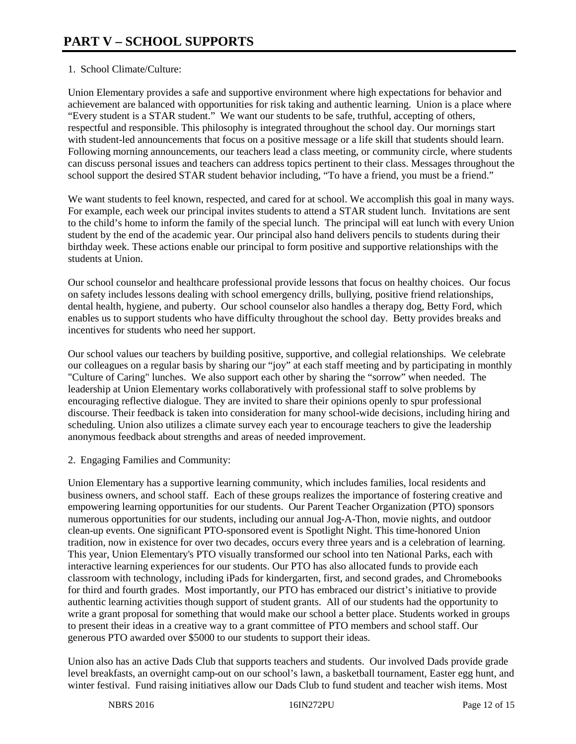# PART V – SCHOOL SUPPORTS

1. School Climate/Culture:

Union Elementary provides a safe and supportive environment where high expectations for behavior and achievement are balanced with opportunities for risk taking and authentic learning. Union is a place where "Every student is a STAR student." We want our students to be safe, truthful, accepting of others, respectful and responsible. This philosophy is integrated throughout the school day. Our mornings start with student-led announcements that focus on a positive message or a life skill that students should learn. Following morning announcements, our teachers lead a class meeting, or community circle, where students can discuss personal issues and teachers can address topics pertinent to their class. Messages throughout the school support the desired STAR student behavior including, "To have a friend, you must be a friend."

We want students to feel known, respected, and cared for at school. We accomplish this goal in many ways. For example, each week our principal invites students to attend a STAR student lunch. Invitations are sent to the child's home to inform the family of the special lunch. The principal will eat lunch with every Union student by the end of the academic year. Our principal also hand delivers pencils to students during their birthday week. These actions enable our principal to form positive and supportive relationships with the students at Union.

Our school counselor and healthcare professional provide lessons that focus on healthy choices. Our focus on safety includes lessons dealing with school emergency drills, bullying, positive friend relationships, dental health, hygiene, and puberty. Our school counselor also handles a therapy dog, Betty Ford, which enables us to support students who have difficulty throughout the school day. Betty provides breaks and incentives for students who need her support.

Our school values our teachers by building positive, supportive, and collegial relationships. We celebrate our colleagues on a regular basis by sharing our "joy" at each staff meeting and by participating in monthly "Culture of Caring" lunches. We also support each other by sharing the "sorrow" when needed. The leadership at Union Elementary works collaboratively with professional staff to solve problems by encouraging reflective dialogue. They are invited to share their opinions openly to spur professional discourse. Their feedback is taken into consideration for many school-wide decisions, including hiring and scheduling. Union also utilizes a climate survey each year to encourage teachers to give the leadership anonymous feedback about strengths and areas of needed improvement.

2. Engaging Families and Community:

Union Elementary has a supportive learning community, which includes families, local residents and business owners, and school staff. Each of these groups realizes the importance of fostering creative and empowering learning opportunities for our students. Our Parent Teacher Organization (PTO) sponsors numerous opportunities for our students, including our annual Jog-A-Thon, movie nights, and outdoor clean-up events. One significant PTO-sponsored event is Spotlight Night. This time-honored Union tradition, now in existence for over two decades, occurs every three years and is a celebration of learning. This year, Union Elementary's PTO visually transformed our school into ten National Parks, each with interactive learning experiences for our students. Our PTO has also allocated funds to provide each classroom with technology, including iPads for kindergarten, first, and second grades, and Chromebooks for third and fourth grades. Most importantly, our PTO has embraced our district's initiative to provide authentic learning activities though support of student grants. All of our students had the opportunity to write a grant proposal for something that would make our school a better place. Students worked in groups to present their ideas in a creative way to a grant committee of PTO members and school staff. Our generous PTO awarded over $5000 to our students to support their ideas.

Union also has an active Dads Club that supports teachers and students. Our involved Dads provide grade level breakfasts, an overnight camp-out on our school's lawn, a basketball tournament, Easter egg hunt, and winter festival. Fund raising initiatives allow our Dads Club to fund student and teacher wish items. Most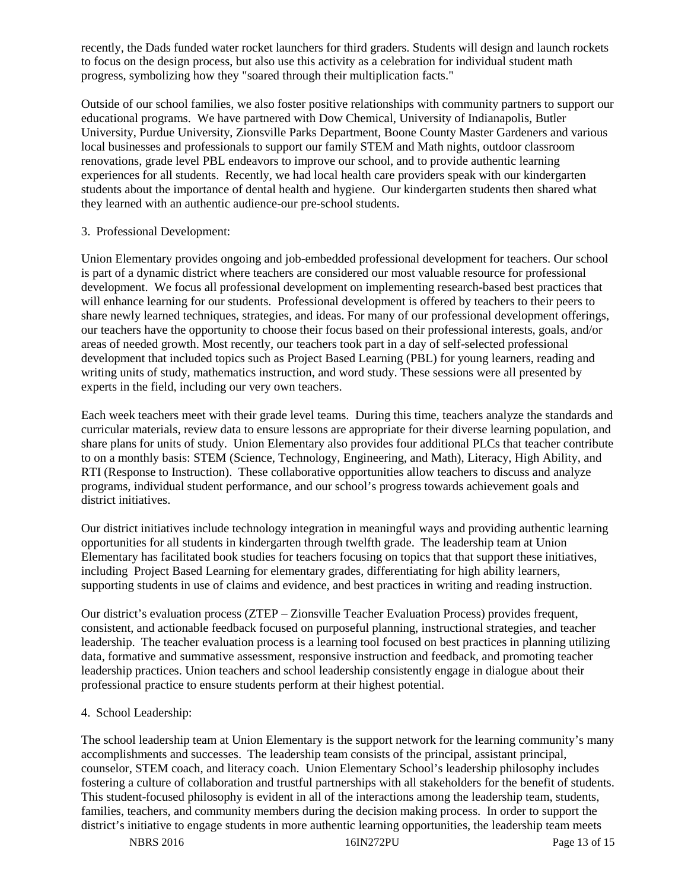recently, the Dads funded water rocket launchers for third graders. Students will design and launch rockets to focus on the design process, but also use this activity as a celebration for individual student math progress, symbolizing how they "soared through their multiplication facts."

Outside of our school families, we also foster positive relationships with community partners to support our educational programs. We have partnered with Dow Chemical, University of Indianapolis, Butler University, Purdue University, Zionsville Parks Department, Boone County Master Gardeners and various local businesses and professionals to support our family STEM and Math nights, outdoor classroom renovations, grade level PBL endeavors to improve our school, and to provide authentic learning experiences for all students. Recently, we had local health care providers speak with our kindergarten students about the importance of dental health and hygiene. Our kindergarten students then shared what they learned with an authentic audience-our pre-school students.

3. Professional Development:

Union Elementary provides ongoing and job-embedded professional development for teachers. Our school is part of a dynamic district where teachers are considered our most valuable resource for professional development. We focus all professional development on implementing research-based best practices that will enhance learning for our students. Professional development is offered by teachers to their peers to share newly learned techniques, strategies, and ideas. For many of our professional development offerings, our teachers have the opportunity to choose their focus based on their professional interests, goals, and/or areas of needed growth. Most recently, our teachers took part in a day of self-selected professional development that included topics such as Project Based Learning (PBL) for young learners, reading and writing units of study, mathematics instruction, and word study. These sessions were all presented by experts in the field, including our very own teachers.

Each week teachers meet with their grade level teams. During this time, teachers analyze the standards and curricular materials, review data to ensure lessons are appropriate for their diverse learning population, and share plans for units of study. Union Elementary also provides four additional PLCs that teacher contribute to on a monthly basis: STEM (Science, Technology, Engineering, and Math), Literacy, High Ability, and RTI (Response to Instruction). These collaborative opportunities allow teachers to discuss and analyze programs, individual student performance, and our school's progress towards achievement goals and district initiatives.

Our district initiatives include technology integration in meaningful ways and providing authentic learning opportunities for all students in kindergarten through twelfth grade. The leadership team at Union Elementary has facilitated book studies for teachers focusing on topics that that support these initiatives, including Project Based Learning for elementary grades, differentiating for high ability learners, supporting students in use of claims and evidence, and best practices in writing and reading instruction.

Our district's evaluation process (ZTEP – Zionsville Teacher Evaluation Process) provides frequent, consistent, and actionable feedback focused on purposeful planning, instructional strategies, and teacher leadership. The teacher evaluation process is a learning tool focused on best practices in planning utilizing data, formative and summative assessment, responsive instruction and feedback, and promoting teacher leadership practices. Union teachers and school leadership consistently engage in dialogue about their professional practice to ensure students perform at their highest potential.

4. School Leadership:

The school leadership team at Union Elementary is the support network for the learning community's many accomplishments and successes. The leadership team consists of the principal, assistant principal, counselor, STEM coach, and literacy coach. Union Elementary School's leadership philosophy includes fostering a culture of collaboration and trustful partnerships with all stakeholders for the benefit of students. This student-focused philosophy is evident in all of the interactions among the leadership team, students, families, teachers, and community members during the decision making process. In order to support the district's initiative to engage students in more authentic learning opportunities, the leadership team meets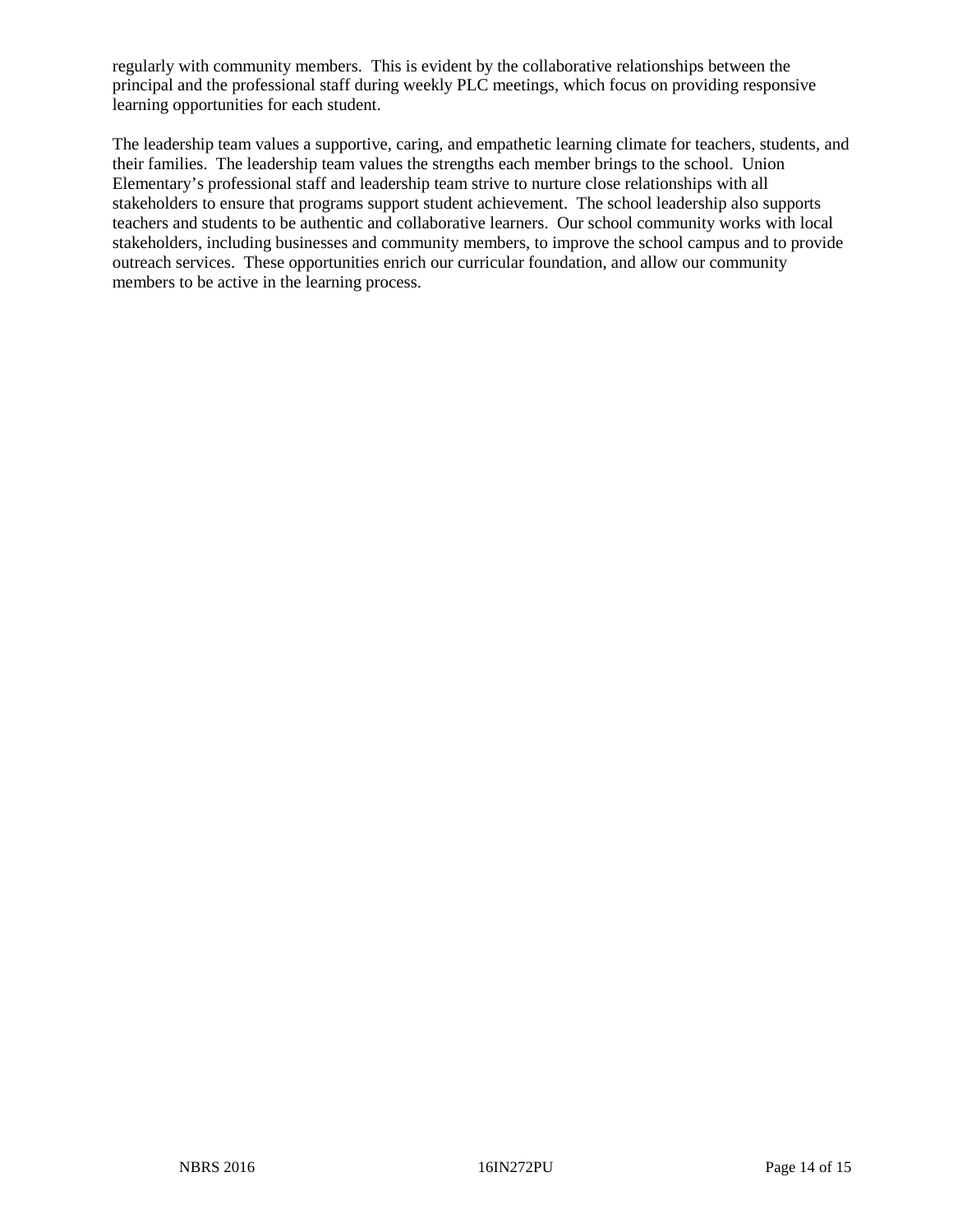regularly with community members. This is evident by the collaborative relationships between the principal and the professional staff during weekly PLC meetings, which focus on providing responsive learning opportunities for each student.

The leadership team values a supportive, caring, and empathetic learning climate for teachers, students, and their families. The leadership team values the strengths each member brings to the school. Union Elementary's professional staff and leadership team strive to nurture close relationships with all stakeholders to ensure that programs support student achievement. The school leadership also supports teachers and students to be authentic and collaborative learners. Our school community works with local stakeholders, including businesses and community members, to improve the school campus and to provide outreach services. These opportunities enrich our curricular foundation, and allow our community members to be active in the learning process.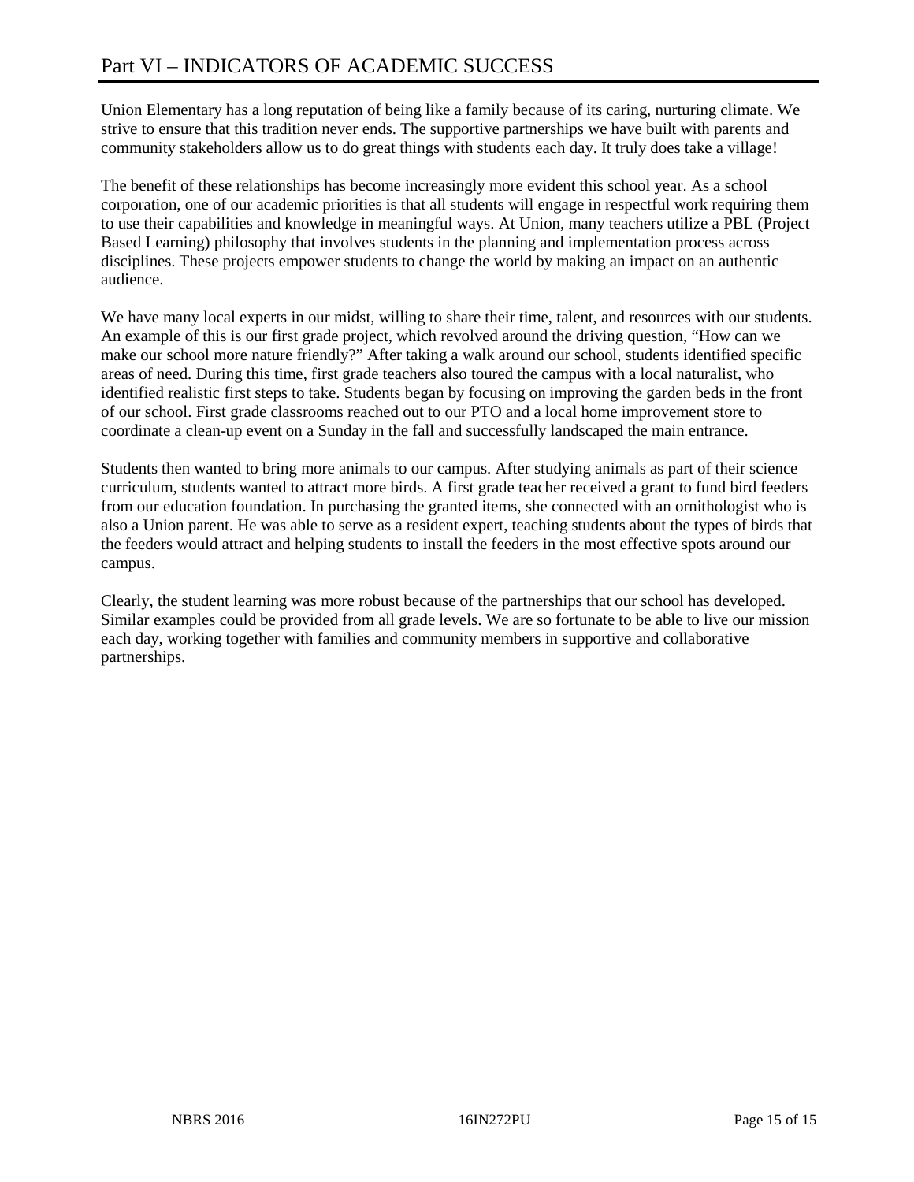# Part VI – INDICATORS OF ACADEMIC SUCCESS

Union Elementary has a long reputation of being like a family because of its caring, nurturing climate. We strive to ensure that this tradition never ends. The supportive partnerships we have built with parents and community stakeholders allow us to do great things with students each day. It truly does take a village!

The benefit of these relationships has become increasingly more evident this school year. As a school corporation, one of our academic priorities is that all students will engage in respectful work requiring them to use their capabilities and knowledge in meaningful ways. At Union, many teachers utilize a PBL (Project Based Learning) philosophy that involves students in the planning and implementation process across disciplines. These projects empower students to change the world by making an impact on an authentic audience.

We have many local experts in our midst, willing to share their time, talent, and resources with our students. An example of this is our first grade project, which revolved around the driving question, "How can we make our school more nature friendly?" After taking a walk around our school, students identified specific areas of need. During this time, first grade teachers also toured the campus with a local naturalist, who identified realistic first steps to take. Students began by focusing on improving the garden beds in the front of our school. First grade classrooms reached out to our PTO and a local home improvement store to coordinate a clean-up event on a Sunday in the fall and successfully landscaped the main entrance.

Students then wanted to bring more animals to our campus. After studying animals as part of their science curriculum, students wanted to attract more birds. A first grade teacher received a grant to fund bird feeders from our education foundation. In purchasing the granted items, she connected with an ornithologist who is also a Union parent. He was able to serve as a resident expert, teaching students about the types of birds that the feeders would attract and helping students to install the feeders in the most effective spots around our campus.

Clearly, the student learning was more robust because of the partnerships that our school has developed. Similar examples could be provided from all grade levels. We are so fortunate to be able to live our mission each day, working together with families and community members in supportive and collaborative partnerships.